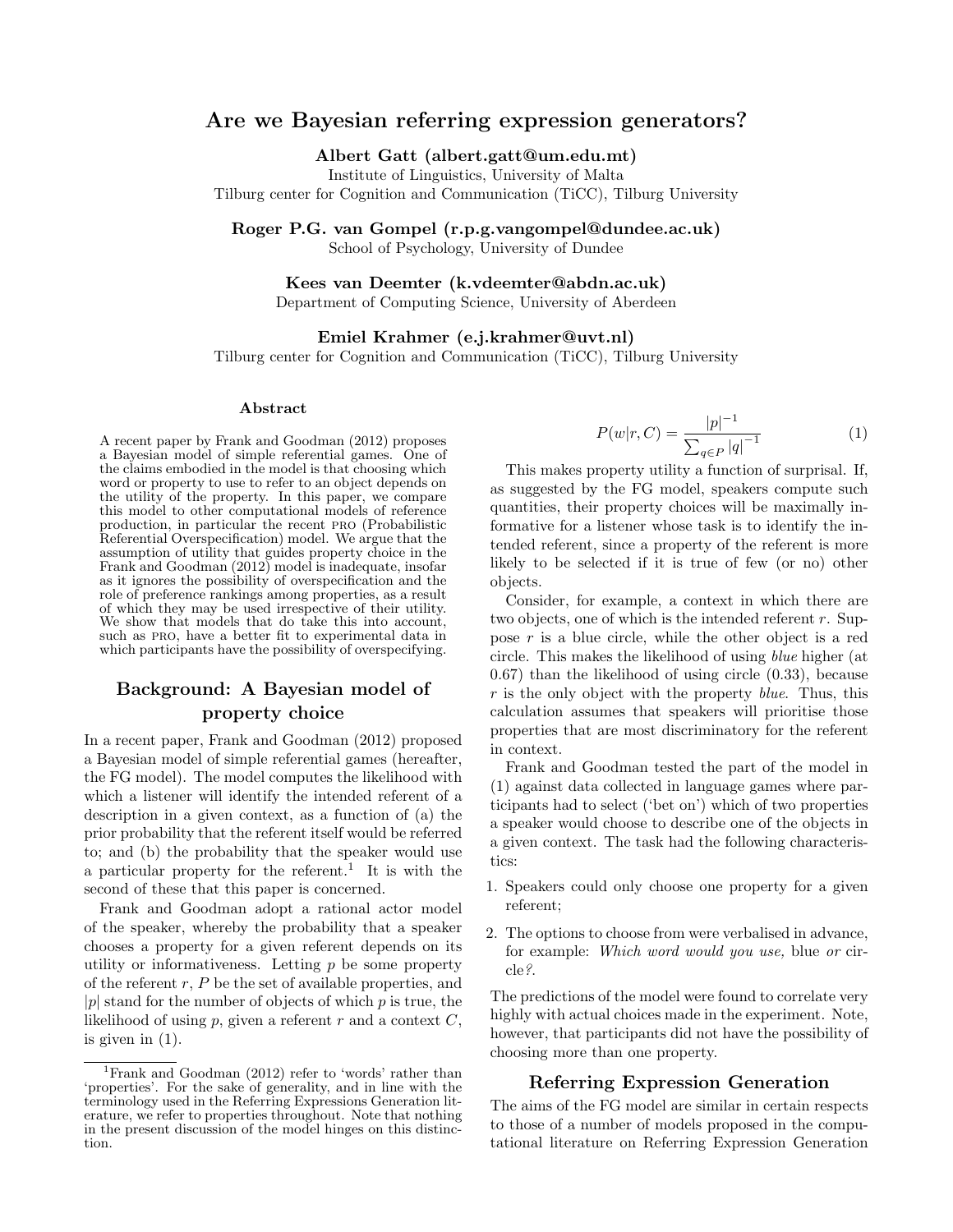# Are we Bayesian referring expression generators?

**Albert Gatt (albert.gatt@um.edu.mt)**
Institute of Linguistics, University of Malta
Tilburg center for Cognition and Communication (TiCC), Tilburg University

**Roger P.G. van Gompel (r.p.g.vangompel@dundee.ac.uk)**
School of Psychology, University of Dundee

**Kees van Deemter (k.vdeemter@abdn.ac.uk)**
Department of Computing Science, University of Aberdeen

**Emiel Krahmer (e.j.krahmer@uvt.nl)**
Tilburg center for Cognition and Communication (TiCC), Tilburg University

### Abstract

A recent paper by Frank and Goodman (2012) proposes a Bayesian model of simple referential games. One of the claims embodied in the model is that choosing which word or property to use to refer to an object depends on the utility of the property. In this paper, we compare this model to other computational models of reference production, in particular the recent PRO (Probabilistic Referential Overspecification) model. We argue that the assumption of utility that guides property choice in the Frank and Goodman (2012) model is inadequate, insofar as it ignores the possibility of overspecification and the role of preference rankings among properties, as a result of which they may be used irrespective of their utility. We show that models that do take this into account, such as PRO, have a better fit to experimental data in which participants have the possibility of overspecifying.

## Background: A Bayesian model of property choice

In a recent paper, Frank and Goodman (2012) proposed a Bayesian model of simple referential games (hereafter, the FG model). The model computes the likelihood with which a listener will identify the intended referent of a description in a given context, as a function of (a) the prior probability that the referent itself would be referred to; and (b) the probability that the speaker would use a particular property for the referent.[1] It is with the second of these that this paper is concerned.

Frank and Goodman adopt a rational actor model of the speaker, whereby the probability that a speaker chooses a property for a given referent depends on its utility or informativeness. Letting $p$ be some property of the referent $r$, $P$ be the set of available properties, and $|p|$ stand for the number of objects of which $p$ is true, the likelihood of using $p$, given a referent $r$ and a context $C$, is given in (1).

$$P(w|r,C) = \frac{|p|^{-1}}{\sum_{q \in P} |q|^{-1}} \qquad (1)$$

This makes property utility a function of surprisal. If, as suggested by the FG model, speakers compute such quantities, their property choices will be maximally informative for a listener whose task is to identify the intended referent, since a property of the referent is more likely to be selected if it is true of few (or no) other objects.

Consider, for example, a context in which there are two objects, one of which is the intended referent $r$. Suppose $r$ is a blue circle, while the other object is a red circle. This makes the likelihood of using *blue* higher (at 0.67) than the likelihood of using circle (0.33), because $r$ is the only object with the property *blue*. Thus, this calculation assumes that speakers will prioritise those properties that are most discriminatory for the referent in context.

Frank and Goodman tested the part of the model in (1) against data collected in language games where participants had to select ('bet on') which of two properties a speaker would choose to describe one of the objects in a given context. The task had the following characteristics:

1. Speakers could only choose one property for a given referent;
2. The options to choose from were verbalised in advance, for example: *Which word would you use,* blue *or* circle*?*.

The predictions of the model were found to correlate very highly with actual choices made in the experiment. Note, however, that participants did not have the possibility of choosing more than one property.

## Referring Expression Generation

The aims of the FG model are similar in certain respects to those of a number of models proposed in the computational literature on Referring Expression Generation

[1] Frank and Goodman (2012) refer to 'words' rather than 'properties'. For the sake of generality, and in line with the terminology used in the Referring Expressions Generation literature, we refer to properties throughout. Note that nothing in the present discussion of the model hinges on this distinction.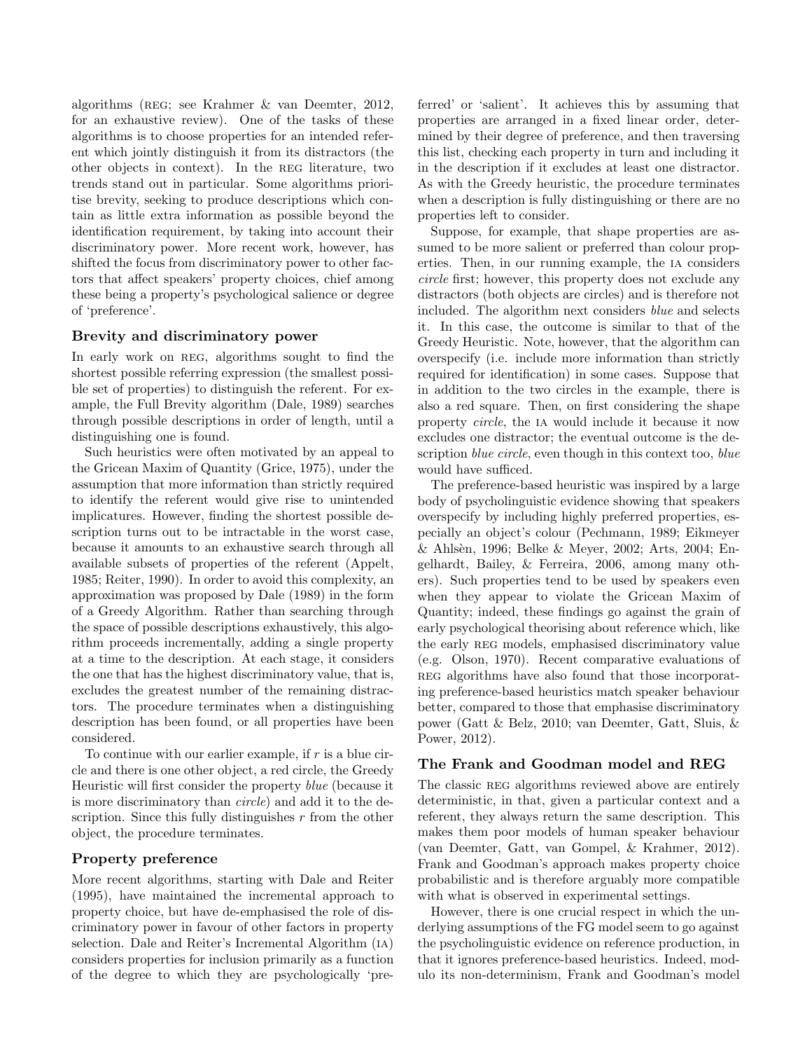algorithms (REG; see Krahmer & van Deemter, 2012, for an exhaustive review). One of the tasks of these algorithms is to choose properties for an intended referent which jointly distinguish it from its distractors (the other objects in context). In the REG literature, two trends stand out in particular. Some algorithms prioritise brevity, seeking to produce descriptions which contain as little extra information as possible beyond the identification requirement, by taking into account their discriminatory power. More recent work, however, has shifted the focus from discriminatory power to other factors that affect speakers' property choices, chief among these being a property's psychological salience or degree of 'preference'.

### Brevity and discriminatory power

In early work on REG, algorithms sought to find the shortest possible referring expression (the smallest possible set of properties) to distinguish the referent. For example, the Full Brevity algorithm (Dale, 1989) searches through possible descriptions in order of length, until a distinguishing one is found.

Such heuristics were often motivated by an appeal to the Gricean Maxim of Quantity (Grice, 1975), under the assumption that more information than strictly required to identify the referent would give rise to unintended implicatures. However, finding the shortest possible description turns out to be intractable in the worst case, because it amounts to an exhaustive search through all available subsets of properties of the referent (Appelt, 1985; Reiter, 1990). In order to avoid this complexity, an approximation was proposed by Dale (1989) in the form of a Greedy Algorithm. Rather than searching through the space of possible descriptions exhaustively, this algorithm proceeds incrementally, adding a single property at a time to the description. At each stage, it considers the one that has the highest discriminatory value, that is, excludes the greatest number of the remaining distractors. The procedure terminates when a distinguishing description has been found, or all properties have been considered.

To continue with our earlier example, if $r$ is a blue circle and there is one other object, a red circle, the Greedy Heuristic will first consider the property *blue* (because it is more discriminatory than *circle*) and add it to the description. Since this fully distinguishes $r$ from the other object, the procedure terminates.

### Property preference

More recent algorithms, starting with Dale and Reiter (1995), have maintained the incremental approach to property choice, but have de-emphasised the role of discriminatory power in favour of other factors in property selection. Dale and Reiter's Incremental Algorithm (IA) considers properties for inclusion primarily as a function of the degree to which they are psychologically 'preferred' or 'salient'. It achieves this by assuming that properties are arranged in a fixed linear order, determined by their degree of preference, and then traversing this list, checking each property in turn and including it in the description if it excludes at least one distractor. As with the Greedy heuristic, the procedure terminates when a description is fully distinguishing or there are no properties left to consider.

Suppose, for example, that shape properties are assumed to be more salient or preferred than colour properties. Then, in our running example, the IA considers *circle* first; however, this property does not exclude any distractors (both objects are circles) and is therefore not included. The algorithm next considers *blue* and selects it. In this case, the outcome is similar to that of the Greedy Heuristic. Note, however, that the algorithm can overspecify (i.e. include more information than strictly required for identification) in some cases. Suppose that in addition to the two circles in the example, there is also a red square. Then, on first considering the shape property *circle*, the IA would include it because it now excludes one distractor; the eventual outcome is the description *blue circle*, even though in this context too, *blue* would have sufficed.

The preference-based heuristic was inspired by a large body of psycholinguistic evidence showing that speakers overspecify by including highly preferred properties, especially an object's colour (Pechmann, 1989; Eikmeyer & Ahlsèn, 1996; Belke & Meyer, 2002; Arts, 2004; Engelhardt, Bailey, & Ferreira, 2006, among many others). Such properties tend to be used by speakers even when they appear to violate the Gricean Maxim of Quantity; indeed, these findings go against the grain of early psychological theorising about reference which, like the early REG models, emphasised discriminatory value (e.g. Olson, 1970). Recent comparative evaluations of REG algorithms have also found that those incorporating preference-based heuristics match speaker behaviour better, compared to those that emphasise discriminatory power (Gatt & Belz, 2010; van Deemter, Gatt, Sluis, & Power, 2012).

### The Frank and Goodman model and REG

The classic REG algorithms reviewed above are entirely deterministic, in that, given a particular context and a referent, they always return the same description. This makes them poor models of human speaker behaviour (van Deemter, Gatt, van Gompel, & Krahmer, 2012). Frank and Goodman's approach makes property choice probabilistic and is therefore arguably more compatible with what is observed in experimental settings.

However, there is one crucial respect in which the underlying assumptions of the FG model seem to go against the psycholinguistic evidence on reference production, in that it ignores preference-based heuristics. Indeed, modulo its non-determinism, Frank and Goodman's model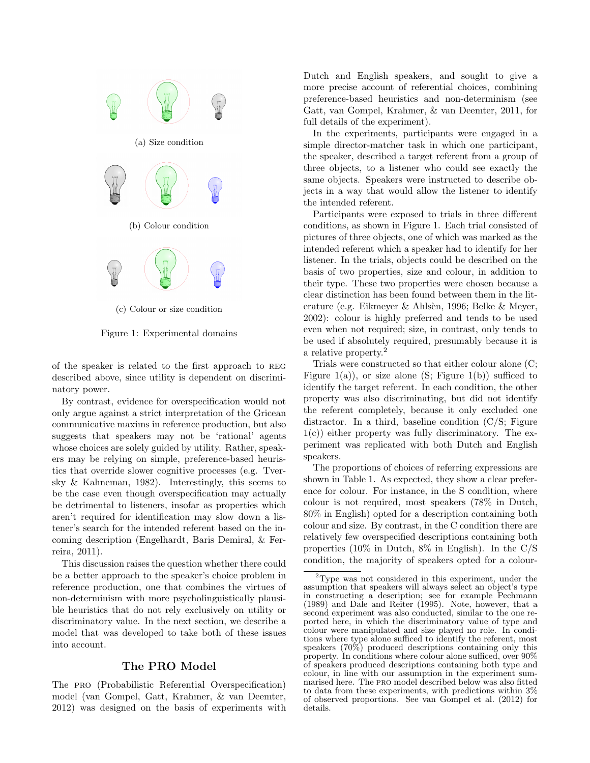(a) Size condition

(b) Colour condition

(c) Colour or size condition

Figure 1: Experimental domains

of the speaker is related to the first approach to REG described above, since utility is dependent on discriminatory power.

By contrast, evidence for overspecification would not only argue against a strict interpretation of the Gricean communicative maxims in reference production, but also suggests that speakers may not be 'rational' agents whose choices are solely guided by utility. Rather, speakers may be relying on simple, preference-based heuristics that override slower cognitive processes (e.g. Tversky & Kahneman, 1982). Interestingly, this seems to be the case even though overspecification may actually be detrimental to listeners, insofar as properties which aren't required for identification may slow down a listener's search for the intended referent based on the incoming description (Engelhardt, Baris Demiral, & Ferreira, 2011).

This discussion raises the question whether there could be a better approach to the speaker's choice problem in reference production, one that combines the virtues of non-determinism with more psycholinguistically plausible heuristics that do not rely exclusively on utility or discriminatory value. In the next section, we describe a model that was developed to take both of these issues into account.

## The PRO Model

The PRO (Probabilistic Referential Overspecification) model (van Gompel, Gatt, Krahmer, & van Deemter, 2012) was designed on the basis of experiments with Dutch and English speakers, and sought to give a more precise account of referential choices, combining preference-based heuristics and non-determinism (see Gatt, van Gompel, Krahmer, & van Deemter, 2011, for full details of the experiment).

In the experiments, participants were engaged in a simple director-matcher task in which one participant, the speaker, described a target referent from a group of three objects, to a listener who could see exactly the same objects. Speakers were instructed to describe objects in a way that would allow the listener to identify the intended referent.

Participants were exposed to trials in three different conditions, as shown in Figure 1. Each trial consisted of pictures of three objects, one of which was marked as the intended referent which a speaker had to identify for her listener. In the trials, objects could be described on the basis of two properties, size and colour, in addition to their type. These two properties were chosen because a clear distinction has been found between them in the literature (e.g. Eikmeyer & Ahlsèn, 1996; Belke & Meyer, 2002): colour is highly preferred and tends to be used even when not required; size, in contrast, only tends to be used if absolutely required, presumably because it is a relative property.[2]

Trials were constructed so that either colour alone (C; Figure 1(a)), or size alone (S; Figure 1(b)) sufficed to identify the target referent. In each condition, the other property was also discriminating, but did not identify the referent completely, because it only excluded one distractor. In a third, baseline condition (C/S; Figure 1(c)) either property was fully discriminatory. The experiment was replicated with both Dutch and English speakers.

The proportions of choices of referring expressions are shown in Table 1. As expected, they show a clear preference for colour. For instance, in the S condition, where colour is not required, most speakers (78% in Dutch, 80% in English) opted for a description containing both colour and size. By contrast, in the C condition there are relatively few overspecified descriptions containing both properties (10% in Dutch, 8% in English). In the C/S condition, the majority of speakers opted for a colour-

[2] Type was not considered in this experiment, under the assumption that speakers will always select an object's type in constructing a description; see for example Pechmann (1989) and Dale and Reiter (1995). Note, however, that a second experiment was also conducted, similar to the one reported here, in which the discriminatory value of type and colour were manipulated and size played no role. In conditions where type alone sufficed to identify the referent, most speakers (70%) produced descriptions containing only this property. In conditions where colour alone sufficed, over 90% of speakers produced descriptions containing both type and colour, in line with our assumption in the experiment summarised here. The PRO model described below was also fitted to data from these experiments, with predictions within 3% of observed proportions. See van Gompel et al. (2012) for details.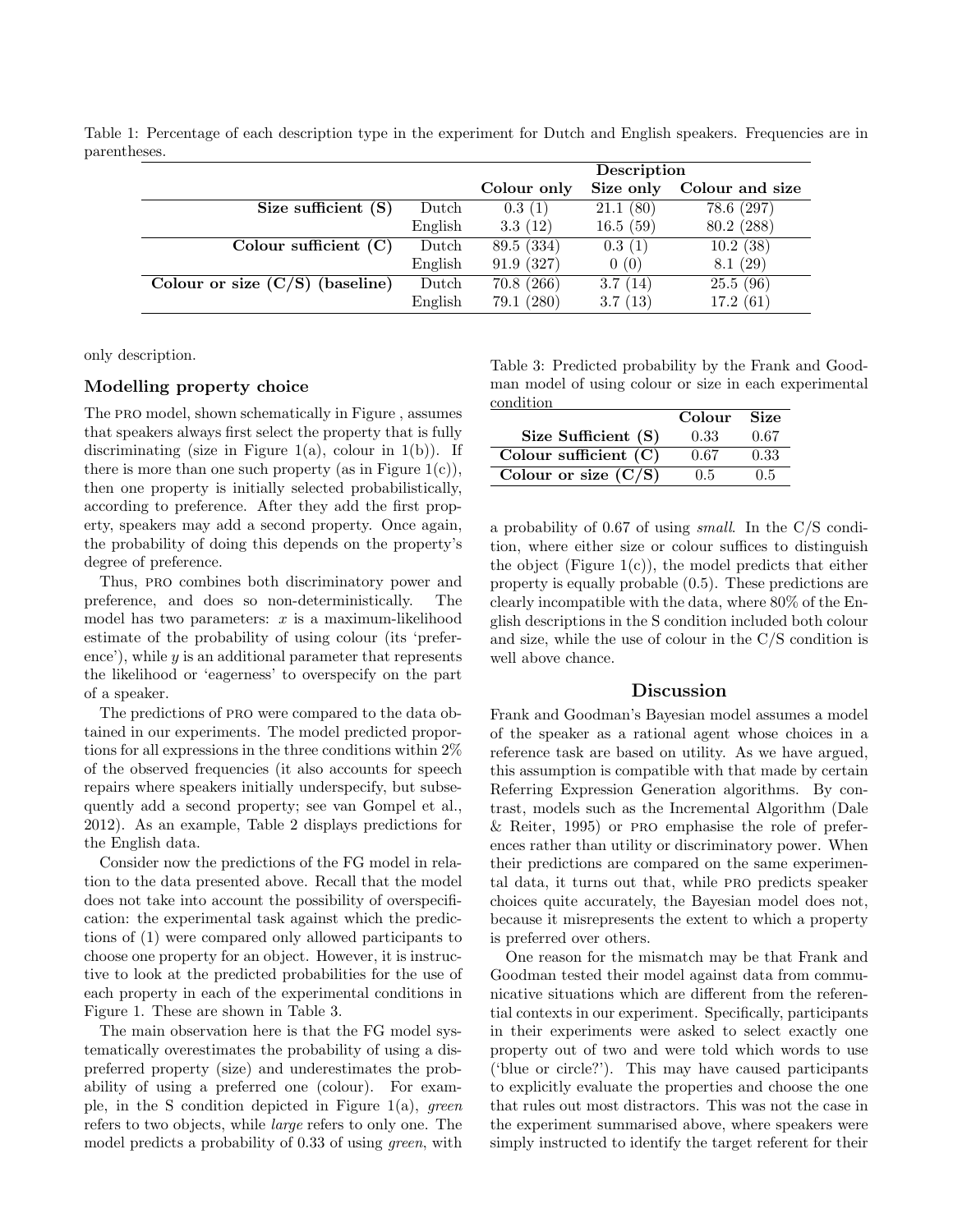Table 1: Percentage of each description type in the experiment for Dutch and English speakers. Frequencies are in parentheses.

| | | Description | | |
|---|---|---|---|---|
| | | Colour only | Size only | Colour and size |
| **Size sufficient (S)** | Dutch | 0.3 (1) | 21.1 (80) | 78.6 (297) |
| | English | 3.3 (12) | 16.5 (59) | 80.2 (288) |
| **Colour sufficient (C)** | Dutch | 89.5 (334) | 0.3 (1) | 10.2 (38) |
| | English | 91.9 (327) | 0 (0) | 8.1 (29) |
| **Colour or size (C/S) (baseline)** | Dutch | 70.8 (266) | 3.7 (14) | 25.5 (96) |
| | English | 79.1 (280) | 3.7 (13) | 17.2 (61) |

only description.

## Modelling property choice

The PRO model, shown schematically in Figure , assumes that speakers always first select the property that is fully discriminating (size in Figure 1(a), colour in 1(b)). If there is more than one such property (as in Figure 1(c)), then one property is initially selected probabilistically, according to preference. After they add the first property, speakers may add a second property. Once again, the probability of doing this depends on the property's degree of preference.

Thus, PRO combines both discriminatory power and preference, and does so non-deterministically. The model has two parameters: $x$ is a maximum-likelihood estimate of the probability of using colour (its 'preference'), while $y$ is an additional parameter that represents the likelihood or 'eagerness' to overspecify on the part of a speaker.

The predictions of PRO were compared to the data obtained in our experiments. The model predicted proportions for all expressions in the three conditions within 2% of the observed frequencies (it also accounts for speech repairs where speakers initially underspecify, but subsequently add a second property; see van Gompel et al., 2012). As an example, Table 2 displays predictions for the English data.

Consider now the predictions of the FG model in relation to the data presented above. Recall that the model does not take into account the possibility of overspecification: the experimental task against which the predictions of (1) were compared only allowed participants to choose one property for an object. However, it is instructive to look at the predicted probabilities for the use of each property in each of the experimental conditions in Figure 1. These are shown in Table 3.

The main observation here is that the FG model systematically overestimates the probability of using a dispreferred property (size) and underestimates the probability of using a preferred one (colour). For example, in the S condition depicted in Figure 1(a), *green* refers to two objects, while *large* refers to only one. The model predicts a probability of 0.33 of using *green*, with a probability of 0.67 of using *small*. In the C/S condition, where either size or colour suffices to distinguish the object (Figure 1(c)), the model predicts that either property is equally probable (0.5). These predictions are clearly incompatible with the data, where 80% of the English descriptions in the S condition included both colour and size, while the use of colour in the C/S condition is well above chance.

Table 3: Predicted probability by the Frank and Goodman model of using colour or size in each experimental condition

| | Colour | Size |
|---|---|---|
| **Size Sufficient (S)** | 0.33 | 0.67 |
| **Colour sufficient (C)** | 0.67 | 0.33 |
| **Colour or size (C/S)** | 0.5 | 0.5 |

## Discussion

Frank and Goodman's Bayesian model assumes a model of the speaker as a rational agent whose choices in a reference task are based on utility. As we have argued, this assumption is compatible with that made by certain Referring Expression Generation algorithms. By contrast, models such as the Incremental Algorithm (Dale & Reiter, 1995) or PRO emphasise the role of preferences rather than utility or discriminatory power. When their predictions are compared on the same experimental data, it turns out that, while PRO predicts speaker choices quite accurately, the Bayesian model does not, because it misrepresents the extent to which a property is preferred over others.

One reason for the mismatch may be that Frank and Goodman tested their model against data from communicative situations which are different from the referential contexts in our experiment. Specifically, participants in their experiments were asked to select exactly one property out of two and were told which words to use ('blue or circle?'). This may have caused participants to explicitly evaluate the properties and choose the one that rules out most distractors. This was not the case in the experiment summarised above, where speakers were simply instructed to identify the target referent for their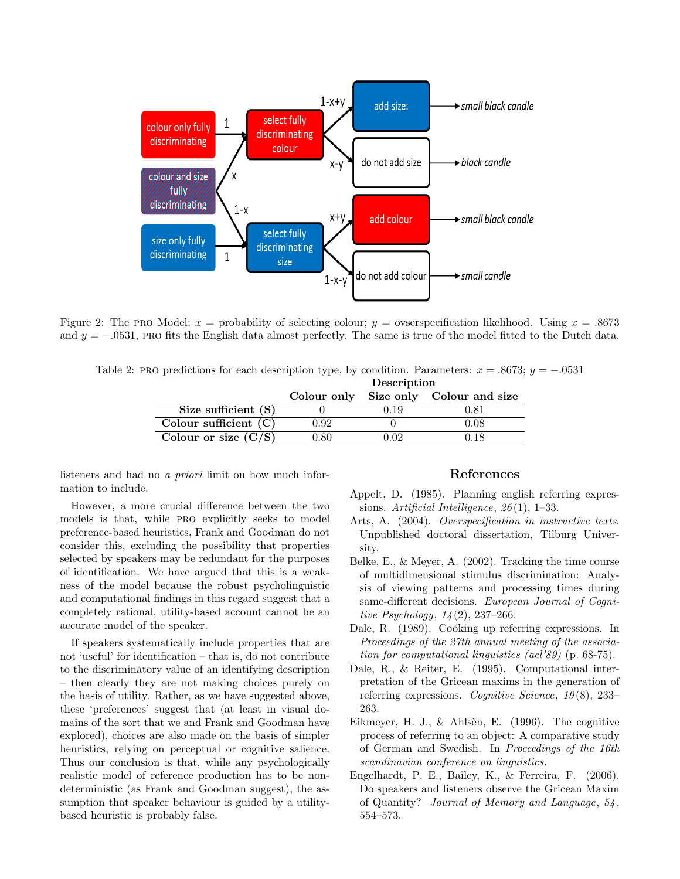Figure 2: The PRO Model; $x$ = probability of selecting colour; $y$ = ovsperspecification likelihood. Using $x = .8673$ and $y = -.0531$, PRO fits the English data almost perfectly. The same is true of the model fitted to the Dutch data.

Table 2: PRO predictions for each description type, by condition. Parameters: $x = .8673$; $y = -.0531$

| | Description | | |
|---|---|---|---|
| | **Colour only** | **Size only** | **Colour and size** |
| **Size sufficient (S)** | 0 | 0.19 | 0.81 |
| **Colour sufficient (C)** | 0.92 | 0 | 0.08 |
| **Colour or size (C/S)** | 0.80 | 0.02 | 0.18 |

listeners and had no *a priori* limit on how much information to include.

However, a more crucial difference between the two models is that, while PRO explicitly seeks to model preference-based heuristics, Frank and Goodman do not consider this, excluding the possibility that properties selected by speakers may be redundant for the purposes of identification. We have argued that this is a weakness of the model because the robust psycholinguistic and computational findings in this regard suggest that a completely rational, utility-based account cannot be an accurate model of the speaker.

If speakers systematically include properties that are not 'useful' for identification – that is, do not contribute to the discriminatory value of an identifying description – then clearly they are not making choices purely on the basis of utility. Rather, as we have suggested above, these 'preferences' suggest that (at least in visual domains of the sort that we and Frank and Goodman have explored), choices are also made on the basis of simpler heuristics, relying on perceptual or cognitive salience. Thus our conclusion is that, while any psychologically realistic model of reference production has to be non-deterministic (as Frank and Goodman suggest), the assumption that speaker behaviour is guided by a utility-based heuristic is probably false.

## References

Appelt, D. (1985). Planning english referring expressions. *Artificial Intelligence*, *26*(1), 1–33.

Arts, A. (2004). *Overspecification in instructive texts*. Unpublished doctoral dissertation, Tilburg University.

Belke, E., & Meyer, A. (2002). Tracking the time course of multidimensional stimulus discrimination: Analysis of viewing patterns and processing times during same-different decisions. *European Journal of Cognitive Psychology*, *14*(2), 237–266.

Dale, R. (1989). Cooking up referring expressions. In *Proceedings of the 27th annual meeting of the association for computational linguistics (acl'89)* (p. 68-75).

Dale, R., & Reiter, E. (1995). Computational interpretation of the Gricean maxims in the generation of referring expressions. *Cognitive Science*, *19*(8), 233–263.

Eikmeyer, H. J., & Ahlsèn, E. (1996). The cognitive process of referring to an object: A comparative study of German and Swedish. In *Proceedings of the 16th scandinavian conference on linguistics.*

Engelhardt, P. E., Bailey, K., & Ferreira, F. (2006). Do speakers and listeners observe the Gricean Maxim of Quantity? *Journal of Memory and Language*, *54*, 554–573.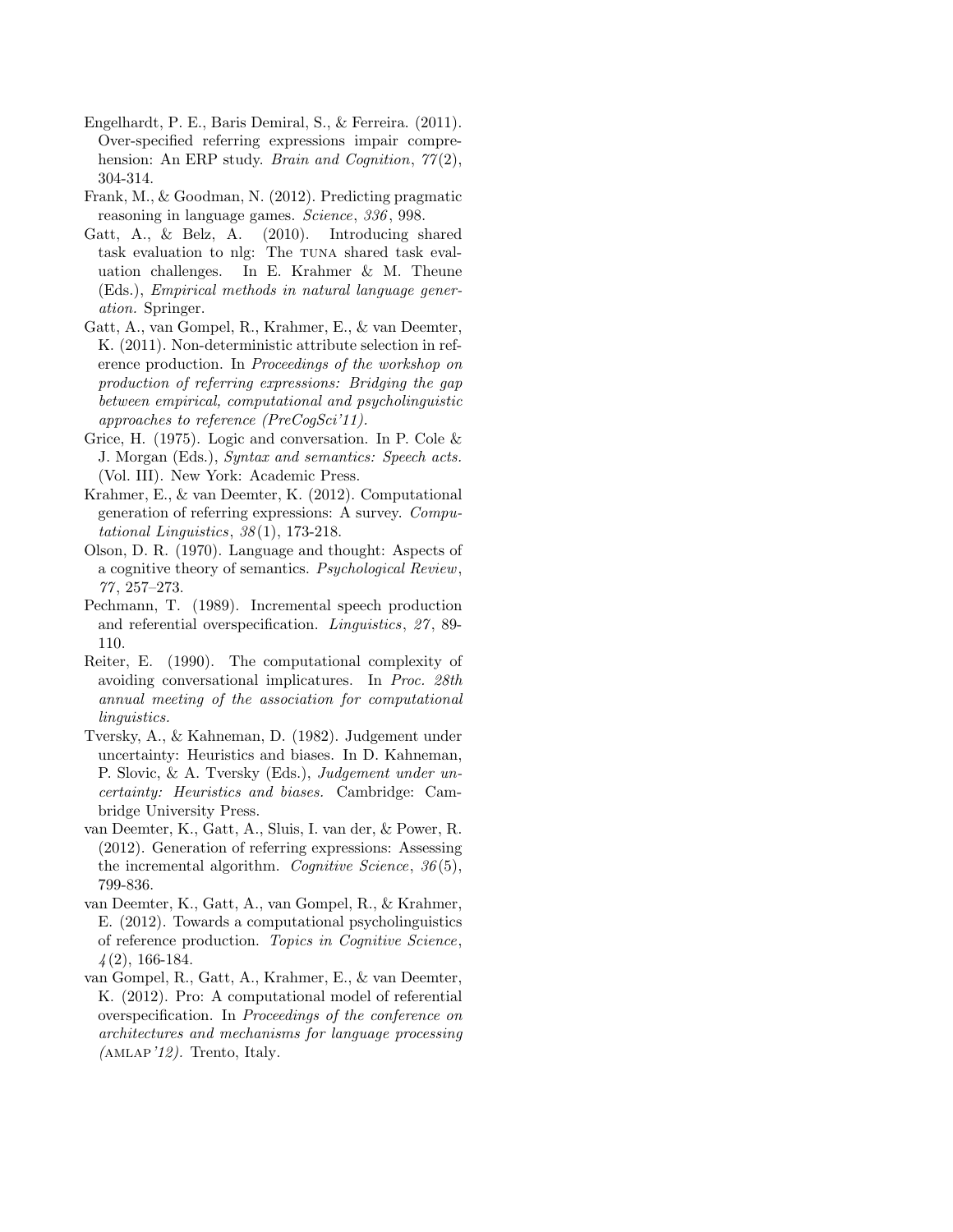Engelhardt, P. E., Baris Demiral, S., & Ferreira. (2011). Over-specified referring expressions impair comprehension: An ERP study. *Brain and Cognition*, *77*(2), 304-314.

Frank, M., & Goodman, N. (2012). Predicting pragmatic reasoning in language games. *Science*, *336*, 998.

Gatt, A., & Belz, A. (2010). Introducing shared task evaluation to nlg: The TUNA shared task evaluation challenges. In E. Krahmer & M. Theune (Eds.), *Empirical methods in natural language generation.* Springer.

Gatt, A., van Gompel, R., Krahmer, E., & van Deemter, K. (2011). Non-deterministic attribute selection in reference production. In *Proceedings of the workshop on production of referring expressions: Bridging the gap between empirical, computational and psycholinguistic approaches to reference (PreCogSci'11).*

Grice, H. (1975). Logic and conversation. In P. Cole & J. Morgan (Eds.), *Syntax and semantics: Speech acts.* (Vol. III). New York: Academic Press.

Krahmer, E., & van Deemter, K. (2012). Computational generation of referring expressions: A survey. *Computational Linguistics*, *38*(1), 173-218.

Olson, D. R. (1970). Language and thought: Aspects of a cognitive theory of semantics. *Psychological Review*, *77*, 257–273.

Pechmann, T. (1989). Incremental speech production and referential overspecification. *Linguistics*, *27*, 89-110.

Reiter, E. (1990). The computational complexity of avoiding conversational implicatures. In *Proc. 28th annual meeting of the association for computational linguistics.*

Tversky, A., & Kahneman, D. (1982). Judgement under uncertainty: Heuristics and biases. In D. Kahneman, P. Slovic, & A. Tversky (Eds.), *Judgement under uncertainty: Heuristics and biases.* Cambridge: Cambridge University Press.

van Deemter, K., Gatt, A., Sluis, I. van der, & Power, R. (2012). Generation of referring expressions: Assessing the incremental algorithm. *Cognitive Science*, *36*(5), 799-836.

van Deemter, K., Gatt, A., van Gompel, R., & Krahmer, E. (2012). Towards a computational psycholinguistics of reference production. *Topics in Cognitive Science*, *4*(2), 166-184.

van Gompel, R., Gatt, A., Krahmer, E., & van Deemter, K. (2012). Pro: A computational model of referential overspecification. In *Proceedings of the conference on architectures and mechanisms for language processing (AMLAP'12).* Trento, Italy.